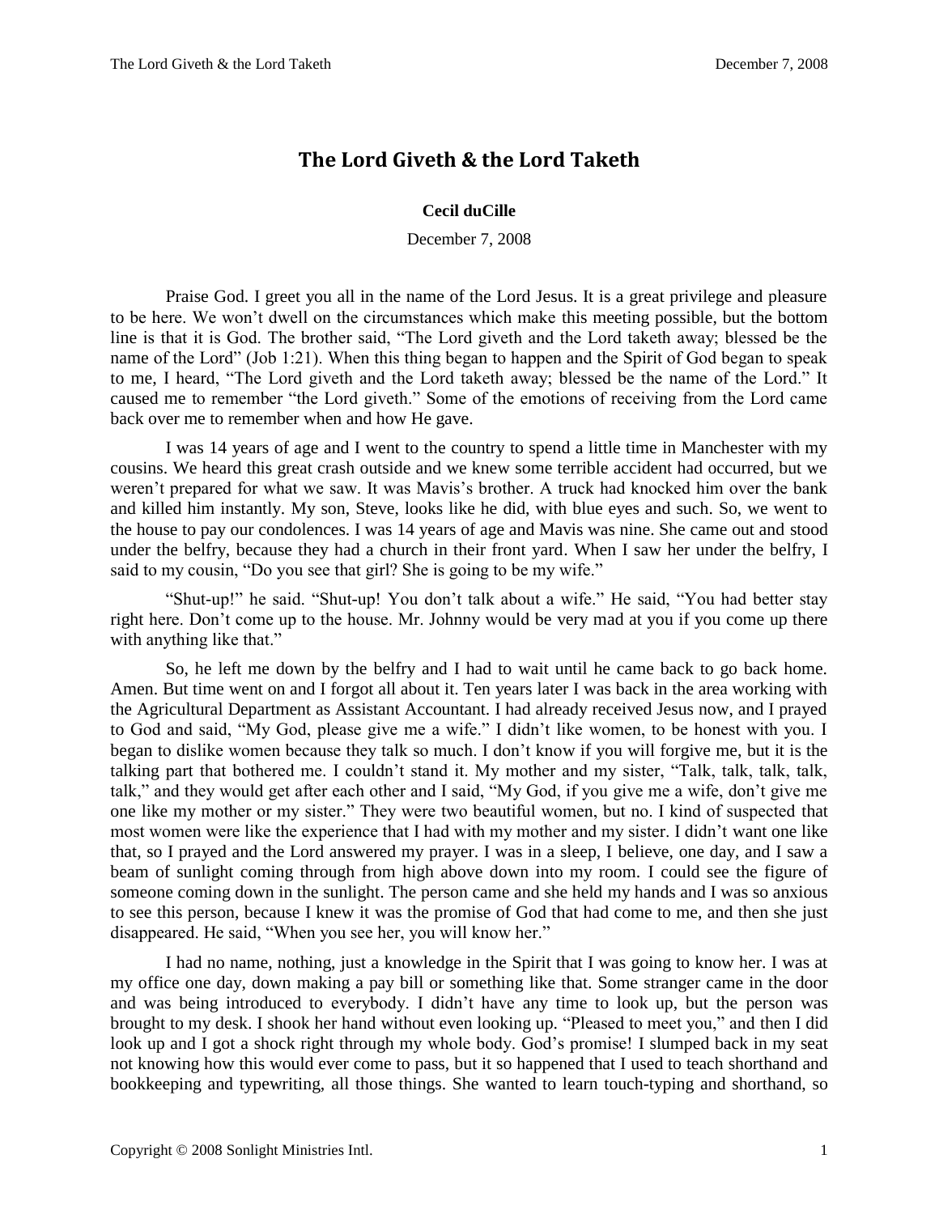# The Lord Giveth & the Lord Taketh

**Cecil duCille**

December 7, 2008

Praise God. I greet you all in the name of the Lord Jesus. It is a great privilege and pleasure to be here. We won't dwell on the circumstances which make this meeting possible, but the bottom line is that it is God. The brother said, "The Lord giveth and the Lord taketh away; blessed be the name of the Lord" (Job 1:21). When this thing began to happen and the Spirit of God began to speak to me, I heard, "The Lord giveth and the Lord taketh away; blessed be the name of the Lord." It caused me to remember "the Lord giveth." Some of the emotions of receiving from the Lord came back over me to remember when and how He gave.

I was 14 years of age and I went to the country to spend a little time in Manchester with my cousins. We heard this great crash outside and we knew some terrible accident had occurred, but we weren't prepared for what we saw. It was Mavis's brother. A truck had knocked him over the bank and killed him instantly. My son, Steve, looks like he did, with blue eyes and such. So, we went to the house to pay our condolences. I was 14 years of age and Mavis was nine. She came out and stood under the belfry, because they had a church in their front yard. When I saw her under the belfry, I said to my cousin, "Do you see that girl? She is going to be my wife."

"Shut-up!" he said. "Shut-up! You don't talk about a wife." He said, "You had better stay right here. Don't come up to the house. Mr. Johnny would be very mad at you if you come up there with anything like that."

So, he left me down by the belfry and I had to wait until he came back to go back home. Amen. But time went on and I forgot all about it. Ten years later I was back in the area working with the Agricultural Department as Assistant Accountant. I had already received Jesus now, and I prayed to God and said, "My God, please give me a wife." I didn't like women, to be honest with you. I began to dislike women because they talk so much. I don't know if you will forgive me, but it is the talking part that bothered me. I couldn't stand it. My mother and my sister, "Talk, talk, talk, talk, talk," and they would get after each other and I said, "My God, if you give me a wife, don't give me one like my mother or my sister." They were two beautiful women, but no. I kind of suspected that most women were like the experience that I had with my mother and my sister. I didn't want one like that, so I prayed and the Lord answered my prayer. I was in a sleep, I believe, one day, and I saw a beam of sunlight coming through from high above down into my room. I could see the figure of someone coming down in the sunlight. The person came and she held my hands and I was so anxious to see this person, because I knew it was the promise of God that had come to me, and then she just disappeared. He said, "When you see her, you will know her."

I had no name, nothing, just a knowledge in the Spirit that I was going to know her. I was at my office one day, down making a pay bill or something like that. Some stranger came in the door and was being introduced to everybody. I didn't have any time to look up, but the person was brought to my desk. I shook her hand without even looking up. "Pleased to meet you," and then I did look up and I got a shock right through my whole body. God's promise! I slumped back in my seat not knowing how this would ever come to pass, but it so happened that I used to teach shorthand and bookkeeping and typewriting, all those things. She wanted to learn touch-typing and shorthand, so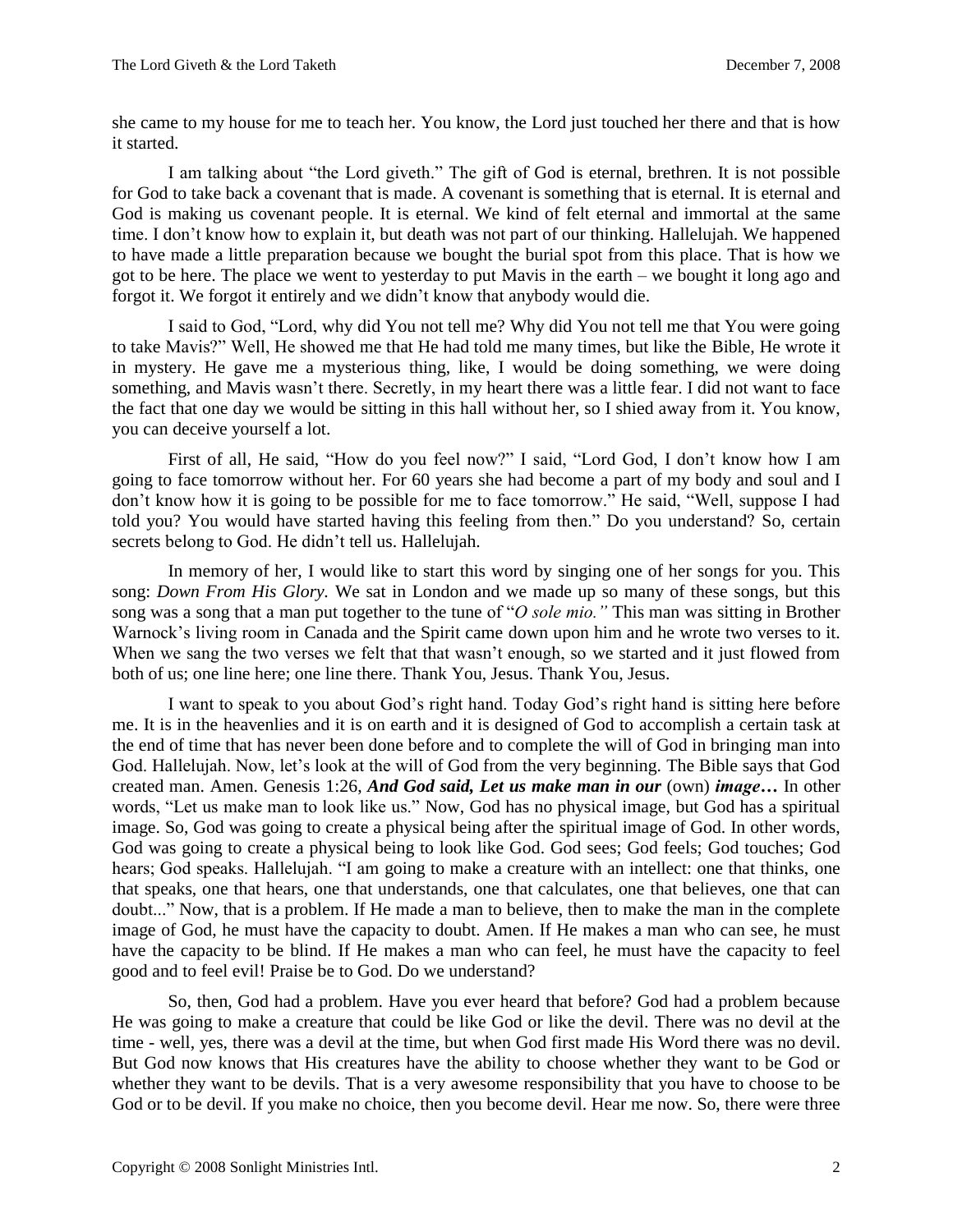she came to my house for me to teach her. You know, the Lord just touched her there and that is how it started.

I am talking about "the Lord giveth." The gift of God is eternal, brethren. It is not possible for God to take back a covenant that is made. A covenant is something that is eternal. It is eternal and God is making us covenant people. It is eternal. We kind of felt eternal and immortal at the same time. I don't know how to explain it, but death was not part of our thinking. Hallelujah. We happened to have made a little preparation because we bought the burial spot from this place. That is how we got to be here. The place we went to yesterday to put Mavis in the earth – we bought it long ago and forgot it. We forgot it entirely and we didn't know that anybody would die.

I said to God, "Lord, why did You not tell me? Why did You not tell me that You were going to take Mavis?" Well, He showed me that He had told me many times, but like the Bible, He wrote it in mystery. He gave me a mysterious thing, like, I would be doing something, we were doing something, and Mavis wasn't there. Secretly, in my heart there was a little fear. I did not want to face the fact that one day we would be sitting in this hall without her, so I shied away from it. You know, you can deceive yourself a lot.

First of all, He said, "How do you feel now?" I said, "Lord God, I don't know how I am going to face tomorrow without her. For 60 years she had become a part of my body and soul and I don't know how it is going to be possible for me to face tomorrow." He said, "Well, suppose I had told you? You would have started having this feeling from then." Do you understand? So, certain secrets belong to God. He didn't tell us. Hallelujah.

In memory of her, I would like to start this word by singing one of her songs for you. This song: *Down From His Glory.* We sat in London and we made up so many of these songs, but this song was a song that a man put together to the tune of "*O sole mio.*" This man was sitting in Brother Warnock's living room in Canada and the Spirit came down upon him and he wrote two verses to it. When we sang the two verses we felt that that wasn't enough, so we started and it just flowed from both of us; one line here; one line there. Thank You, Jesus. Thank You, Jesus.

I want to speak to you about God's right hand. Today God's right hand is sitting here before me. It is in the heavenlies and it is on earth and it is designed of God to accomplish a certain task at the end of time that has never been done before and to complete the will of God in bringing man into God. Hallelujah. Now, let's look at the will of God from the very beginning. The Bible says that God created man. Amen. Genesis 1:26, ***And God said, Let us make man in our*** (own) ***image…*** In other words, "Let us make man to look like us." Now, God has no physical image, but God has a spiritual image. So, God was going to create a physical being after the spiritual image of God. In other words, God was going to create a physical being to look like God. God sees; God feels; God touches; God hears; God speaks. Hallelujah. "I am going to make a creature with an intellect: one that thinks, one that speaks, one that hears, one that understands, one that calculates, one that believes, one that can doubt..." Now, that is a problem. If He made a man to believe, then to make the man in the complete image of God, he must have the capacity to doubt. Amen. If He makes a man who can see, he must have the capacity to be blind. If He makes a man who can feel, he must have the capacity to feel good and to feel evil! Praise be to God. Do we understand?

So, then, God had a problem. Have you ever heard that before? God had a problem because He was going to make a creature that could be like God or like the devil. There was no devil at the time - well, yes, there was a devil at the time, but when God first made His Word there was no devil. But God now knows that His creatures have the ability to choose whether they want to be God or whether they want to be devils. That is a very awesome responsibility that you have to choose to be God or to be devil. If you make no choice, then you become devil. Hear me now. So, there were three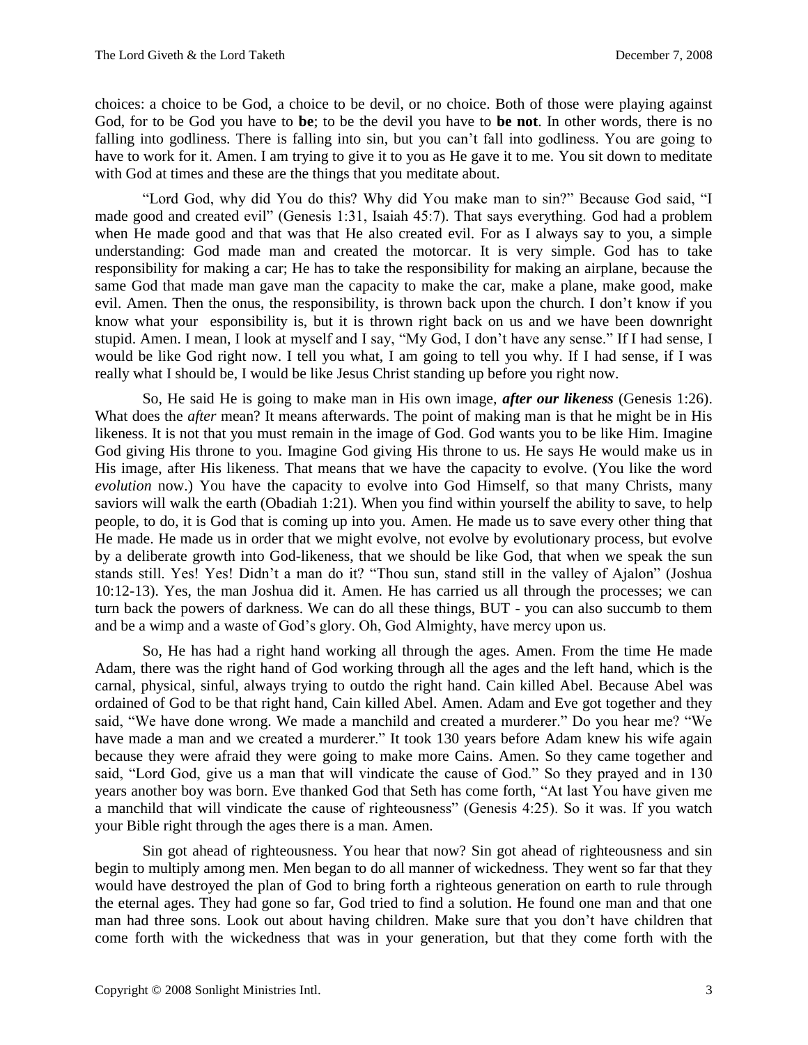choices: a choice to be God, a choice to be devil, or no choice. Both of those were playing against God, for to be God you have to **be**; to be the devil you have to **be not**. In other words, there is no falling into godliness. There is falling into sin, but you can't fall into godliness. You are going to have to work for it. Amen. I am trying to give it to you as He gave it to me. You sit down to meditate with God at times and these are the things that you meditate about.

"Lord God, why did You do this? Why did You make man to sin?" Because God said, "I made good and created evil" (Genesis 1:31, Isaiah 45:7). That says everything. God had a problem when He made good and that was that He also created evil. For as I always say to you, a simple understanding: God made man and created the motorcar. It is very simple. God has to take responsibility for making a car; He has to take the responsibility for making an airplane, because the same God that made man gave man the capacity to make the car, make a plane, make good, make evil. Amen. Then the onus, the responsibility, is thrown back upon the church. I don't know if you know what your esponsibility is, but it is thrown right back on us and we have been downright stupid. Amen. I mean, I look at myself and I say, "My God, I don't have any sense." If I had sense, I would be like God right now. I tell you what, I am going to tell you why. If I had sense, if I was really what I should be, I would be like Jesus Christ standing up before you right now.

So, He said He is going to make man in His own image, ***after our likeness*** (Genesis 1:26). What does the *after* mean? It means afterwards. The point of making man is that he might be in His likeness. It is not that you must remain in the image of God. God wants you to be like Him. Imagine God giving His throne to you. Imagine God giving His throne to us. He says He would make us in His image, after His likeness. That means that we have the capacity to evolve. (You like the word *evolution* now.) You have the capacity to evolve into God Himself, so that many Christs, many saviors will walk the earth (Obadiah 1:21). When you find within yourself the ability to save, to help people, to do, it is God that is coming up into you. Amen. He made us to save every other thing that He made. He made us in order that we might evolve, not evolve by evolutionary process, but evolve by a deliberate growth into God-likeness, that we should be like God, that when we speak the sun stands still. Yes! Yes! Didn't a man do it? "Thou sun, stand still in the valley of Ajalon" (Joshua 10:12-13). Yes, the man Joshua did it. Amen. He has carried us all through the processes; we can turn back the powers of darkness. We can do all these things, BUT - you can also succumb to them and be a wimp and a waste of God's glory. Oh, God Almighty, have mercy upon us.

So, He has had a right hand working all through the ages. Amen. From the time He made Adam, there was the right hand of God working through all the ages and the left hand, which is the carnal, physical, sinful, always trying to outdo the right hand. Cain killed Abel. Because Abel was ordained of God to be that right hand, Cain killed Abel. Amen. Adam and Eve got together and they said, "We have done wrong. We made a manchild and created a murderer." Do you hear me? "We have made a man and we created a murderer." It took 130 years before Adam knew his wife again because they were afraid they were going to make more Cains. Amen. So they came together and said, "Lord God, give us a man that will vindicate the cause of God." So they prayed and in 130 years another boy was born. Eve thanked God that Seth has come forth, "At last You have given me a manchild that will vindicate the cause of righteousness" (Genesis 4:25). So it was. If you watch your Bible right through the ages there is a man. Amen.

Sin got ahead of righteousness. You hear that now? Sin got ahead of righteousness and sin begin to multiply among men. Men began to do all manner of wickedness. They went so far that they would have destroyed the plan of God to bring forth a righteous generation on earth to rule through the eternal ages. They had gone so far, God tried to find a solution. He found one man and that one man had three sons. Look out about having children. Make sure that you don't have children that come forth with the wickedness that was in your generation, but that they come forth with the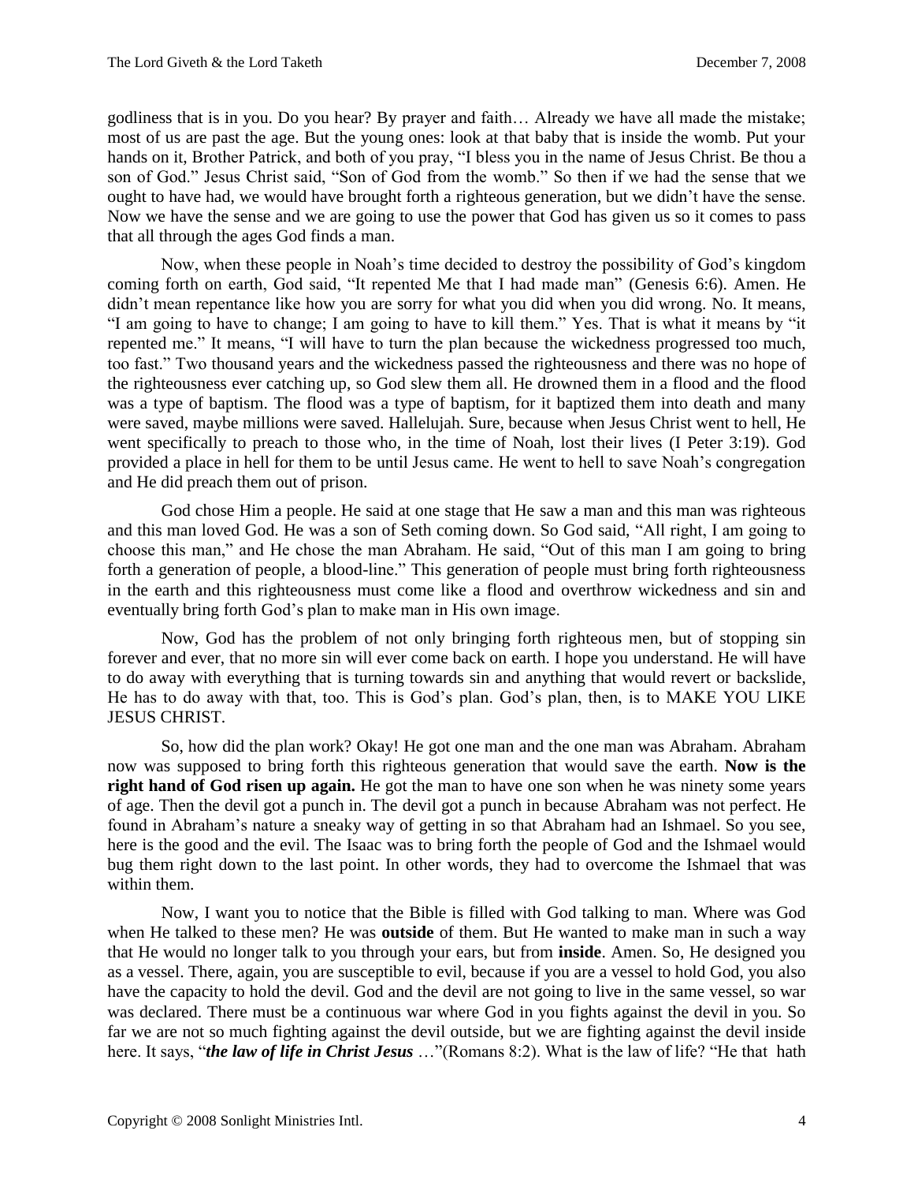godliness that is in you. Do you hear? By prayer and faith… Already we have all made the mistake; most of us are past the age. But the young ones: look at that baby that is inside the womb. Put your hands on it, Brother Patrick, and both of you pray, "I bless you in the name of Jesus Christ. Be thou a son of God." Jesus Christ said, "Son of God from the womb." So then if we had the sense that we ought to have had, we would have brought forth a righteous generation, but we didn't have the sense. Now we have the sense and we are going to use the power that God has given us so it comes to pass that all through the ages God finds a man.

Now, when these people in Noah's time decided to destroy the possibility of God's kingdom coming forth on earth, God said, "It repented Me that I had made man" (Genesis 6:6). Amen. He didn't mean repentance like how you are sorry for what you did when you did wrong. No. It means, "I am going to have to change; I am going to have to kill them." Yes. That is what it means by "it repented me." It means, "I will have to turn the plan because the wickedness progressed too much, too fast." Two thousand years and the wickedness passed the righteousness and there was no hope of the righteousness ever catching up, so God slew them all. He drowned them in a flood and the flood was a type of baptism. The flood was a type of baptism, for it baptized them into death and many were saved, maybe millions were saved. Hallelujah. Sure, because when Jesus Christ went to hell, He went specifically to preach to those who, in the time of Noah, lost their lives (I Peter 3:19). God provided a place in hell for them to be until Jesus came. He went to hell to save Noah's congregation and He did preach them out of prison.

God chose Him a people. He said at one stage that He saw a man and this man was righteous and this man loved God. He was a son of Seth coming down. So God said, "All right, I am going to choose this man," and He chose the man Abraham. He said, "Out of this man I am going to bring forth a generation of people, a blood-line." This generation of people must bring forth righteousness in the earth and this righteousness must come like a flood and overthrow wickedness and sin and eventually bring forth God's plan to make man in His own image.

Now, God has the problem of not only bringing forth righteous men, but of stopping sin forever and ever, that no more sin will ever come back on earth. I hope you understand. He will have to do away with everything that is turning towards sin and anything that would revert or backslide, He has to do away with that, too. This is God's plan. God's plan, then, is to MAKE YOU LIKE JESUS CHRIST.

So, how did the plan work? Okay! He got one man and the one man was Abraham. Abraham now was supposed to bring forth this righteous generation that would save the earth. **Now is the right hand of God risen up again.** He got the man to have one son when he was ninety some years of age. Then the devil got a punch in. The devil got a punch in because Abraham was not perfect. He found in Abraham's nature a sneaky way of getting in so that Abraham had an Ishmael. So you see, here is the good and the evil. The Isaac was to bring forth the people of God and the Ishmael would bug them right down to the last point. In other words, they had to overcome the Ishmael that was within them.

Now, I want you to notice that the Bible is filled with God talking to man. Where was God when He talked to these men? He was **outside** of them. But He wanted to make man in such a way that He would no longer talk to you through your ears, but from **inside**. Amen. So, He designed you as a vessel. There, again, you are susceptible to evil, because if you are a vessel to hold God, you also have the capacity to hold the devil. God and the devil are not going to live in the same vessel, so war was declared. There must be a continuous war where God in you fights against the devil in you. So far we are not so much fighting against the devil outside, but we are fighting against the devil inside here. It says, "***the law of life in Christ Jesus*** …"(Romans 8:2). What is the law of life? "He that hath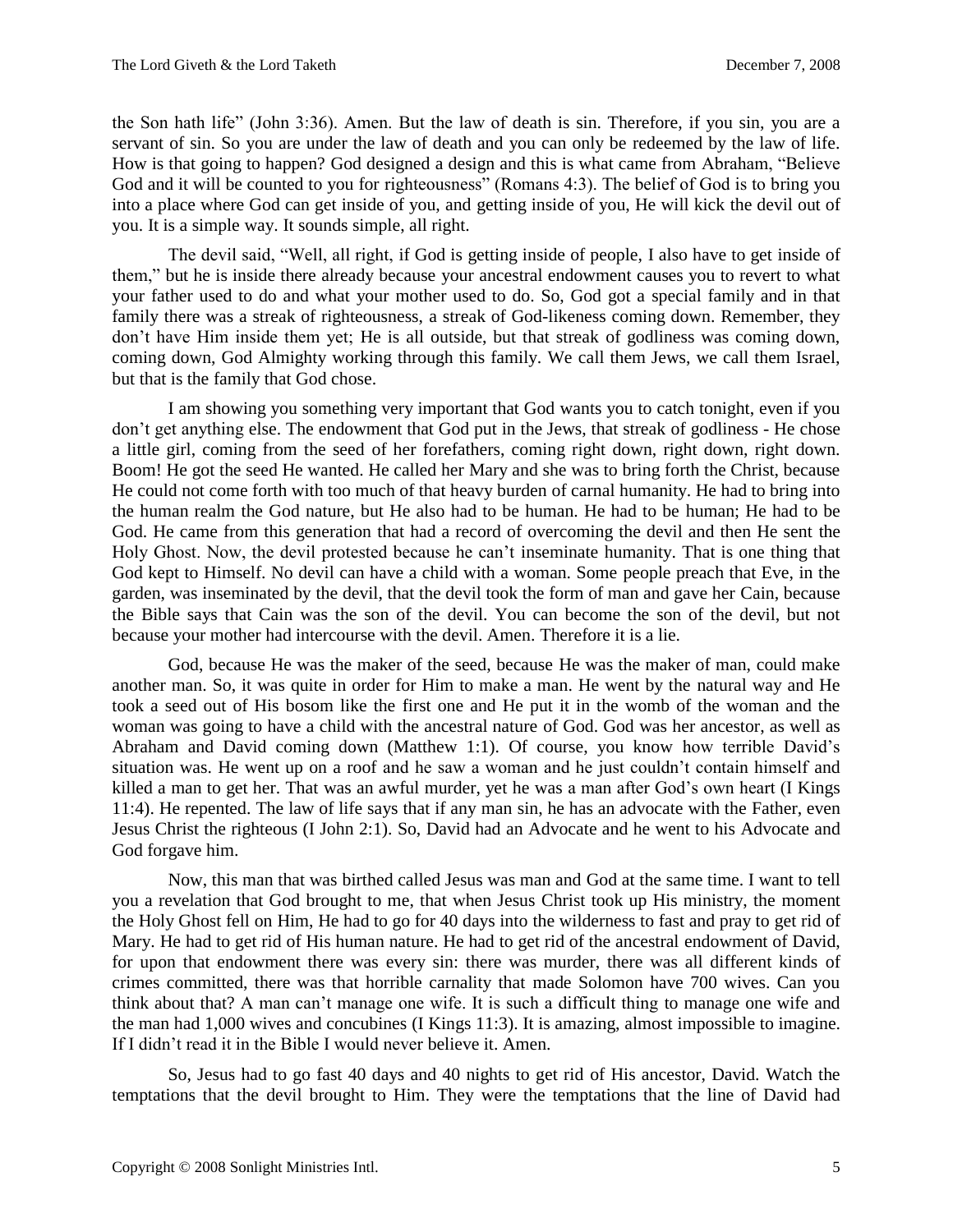the Son hath life" (John 3:36). Amen. But the law of death is sin. Therefore, if you sin, you are a servant of sin. So you are under the law of death and you can only be redeemed by the law of life. How is that going to happen? God designed a design and this is what came from Abraham, "Believe God and it will be counted to you for righteousness" (Romans 4:3). The belief of God is to bring you into a place where God can get inside of you, and getting inside of you, He will kick the devil out of you. It is a simple way. It sounds simple, all right.

The devil said, "Well, all right, if God is getting inside of people, I also have to get inside of them," but he is inside there already because your ancestral endowment causes you to revert to what your father used to do and what your mother used to do. So, God got a special family and in that family there was a streak of righteousness, a streak of God-likeness coming down. Remember, they don't have Him inside them yet; He is all outside, but that streak of godliness was coming down, coming down, God Almighty working through this family. We call them Jews, we call them Israel, but that is the family that God chose.

I am showing you something very important that God wants you to catch tonight, even if you don't get anything else. The endowment that God put in the Jews, that streak of godliness - He chose a little girl, coming from the seed of her forefathers, coming right down, right down, right down. Boom! He got the seed He wanted. He called her Mary and she was to bring forth the Christ, because He could not come forth with too much of that heavy burden of carnal humanity. He had to bring into the human realm the God nature, but He also had to be human. He had to be human; He had to be God. He came from this generation that had a record of overcoming the devil and then He sent the Holy Ghost. Now, the devil protested because he can't inseminate humanity. That is one thing that God kept to Himself. No devil can have a child with a woman. Some people preach that Eve, in the garden, was inseminated by the devil, that the devil took the form of man and gave her Cain, because the Bible says that Cain was the son of the devil. You can become the son of the devil, but not because your mother had intercourse with the devil. Amen. Therefore it is a lie.

God, because He was the maker of the seed, because He was the maker of man, could make another man. So, it was quite in order for Him to make a man. He went by the natural way and He took a seed out of His bosom like the first one and He put it in the womb of the woman and the woman was going to have a child with the ancestral nature of God. God was her ancestor, as well as Abraham and David coming down (Matthew 1:1). Of course, you know how terrible David's situation was. He went up on a roof and he saw a woman and he just couldn't contain himself and killed a man to get her. That was an awful murder, yet he was a man after God's own heart (I Kings 11:4). He repented. The law of life says that if any man sin, he has an advocate with the Father, even Jesus Christ the righteous (I John 2:1). So, David had an Advocate and he went to his Advocate and God forgave him.

Now, this man that was birthed called Jesus was man and God at the same time. I want to tell you a revelation that God brought to me, that when Jesus Christ took up His ministry, the moment the Holy Ghost fell on Him, He had to go for 40 days into the wilderness to fast and pray to get rid of Mary. He had to get rid of His human nature. He had to get rid of the ancestral endowment of David, for upon that endowment there was every sin: there was murder, there was all different kinds of crimes committed, there was that horrible carnality that made Solomon have 700 wives. Can you think about that? A man can't manage one wife. It is such a difficult thing to manage one wife and the man had 1,000 wives and concubines (I Kings 11:3). It is amazing, almost impossible to imagine. If I didn't read it in the Bible I would never believe it. Amen.

So, Jesus had to go fast 40 days and 40 nights to get rid of His ancestor, David. Watch the temptations that the devil brought to Him. They were the temptations that the line of David had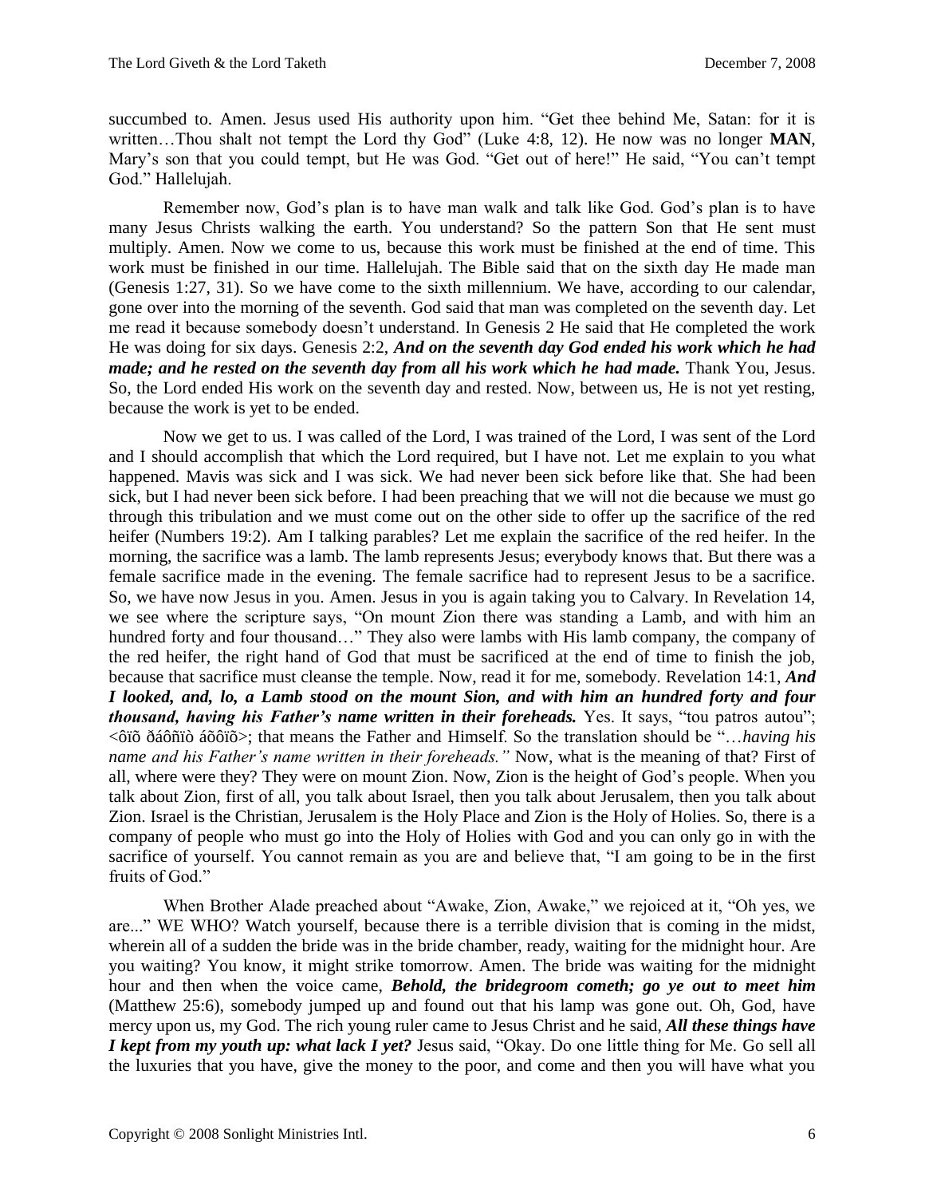succumbed to. Amen. Jesus used His authority upon him. "Get thee behind Me, Satan: for it is written…Thou shalt not tempt the Lord thy God" (Luke 4:8, 12). He now was no longer **MAN**, Mary's son that you could tempt, but He was God. "Get out of here!" He said, "You can't tempt God." Hallelujah.

Remember now, God's plan is to have man walk and talk like God. God's plan is to have many Jesus Christs walking the earth. You understand? So the pattern Son that He sent must multiply. Amen. Now we come to us, because this work must be finished at the end of time. This work must be finished in our time. Hallelujah. The Bible said that on the sixth day He made man (Genesis 1:27, 31). So we have come to the sixth millennium. We have, according to our calendar, gone over into the morning of the seventh. God said that man was completed on the seventh day. Let me read it because somebody doesn't understand. In Genesis 2 He said that He completed the work He was doing for six days. Genesis 2:2, ***And on the seventh day God ended his work which he had made; and he rested on the seventh day from all his work which he had made.*** Thank You, Jesus. So, the Lord ended His work on the seventh day and rested. Now, between us, He is not yet resting, because the work is yet to be ended.

Now we get to us. I was called of the Lord, I was trained of the Lord, I was sent of the Lord and I should accomplish that which the Lord required, but I have not. Let me explain to you what happened. Mavis was sick and I was sick. We had never been sick before like that. She had been sick, but I had never been sick before. I had been preaching that we will not die because we must go through this tribulation and we must come out on the other side to offer up the sacrifice of the red heifer (Numbers 19:2). Am I talking parables? Let me explain the sacrifice of the red heifer. In the morning, the sacrifice was a lamb. The lamb represents Jesus; everybody knows that. But there was a female sacrifice made in the evening. The female sacrifice had to represent Jesus to be a sacrifice. So, we have now Jesus in you. Amen. Jesus in you is again taking you to Calvary. In Revelation 14, we see where the scripture says, "On mount Zion there was standing a Lamb, and with him an hundred forty and four thousand…" They also were lambs with His lamb company, the company of the red heifer, the right hand of God that must be sacrificed at the end of time to finish the job, because that sacrifice must cleanse the temple. Now, read it for me, somebody. Revelation 14:1, ***And I looked, and, lo, a Lamb stood on the mount Sion, and with him an hundred forty and four thousand, having his Father's name written in their foreheads.*** Yes. It says, "tou patros autou"; <ôïõ ðáôñïò áõôïõ>; that means the Father and Himself. So the translation should be "…*having his name and his Father's name written in their foreheads."* Now, what is the meaning of that? First of all, where were they? They were on mount Zion. Now, Zion is the height of God's people. When you talk about Zion, first of all, you talk about Israel, then you talk about Jerusalem, then you talk about Zion. Israel is the Christian, Jerusalem is the Holy Place and Zion is the Holy of Holies. So, there is a company of people who must go into the Holy of Holies with God and you can only go in with the sacrifice of yourself. You cannot remain as you are and believe that, "I am going to be in the first fruits of God."

When Brother Alade preached about "Awake, Zion, Awake," we rejoiced at it, "Oh yes, we are..." WE WHO? Watch yourself, because there is a terrible division that is coming in the midst, wherein all of a sudden the bride was in the bride chamber, ready, waiting for the midnight hour. Are you waiting? You know, it might strike tomorrow. Amen. The bride was waiting for the midnight hour and then when the voice came, ***Behold, the bridegroom cometh; go ye out to meet him*** (Matthew 25:6), somebody jumped up and found out that his lamp was gone out. Oh, God, have mercy upon us, my God. The rich young ruler came to Jesus Christ and he said, ***All these things have I kept from my youth up: what lack I yet?*** Jesus said, "Okay. Do one little thing for Me. Go sell all the luxuries that you have, give the money to the poor, and come and then you will have what you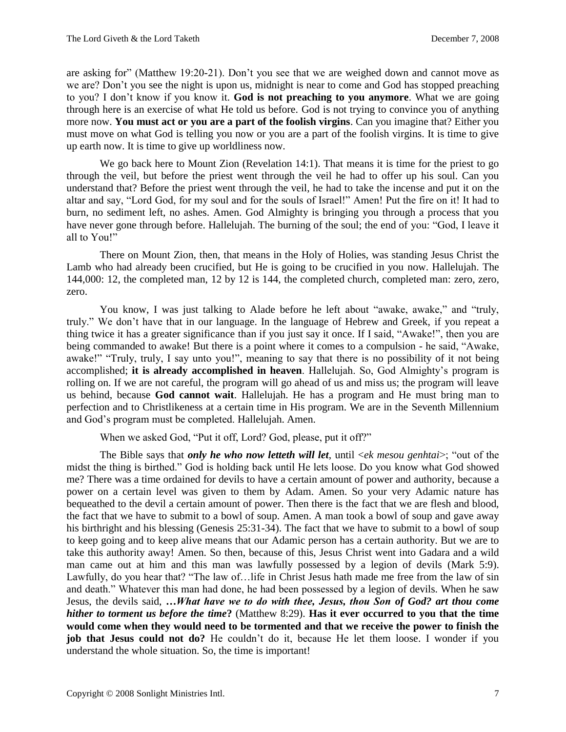are asking for" (Matthew 19:20-21). Don't you see that we are weighed down and cannot move as we are? Don't you see the night is upon us, midnight is near to come and God has stopped preaching to you? I don't know if you know it. **God is not preaching to you anymore**. What we are going through here is an exercise of what He told us before. God is not trying to convince you of anything more now. **You must act or you are a part of the foolish virgins**. Can you imagine that? Either you must move on what God is telling you now or you are a part of the foolish virgins. It is time to give up earth now. It is time to give up worldliness now.

We go back here to Mount Zion (Revelation 14:1). That means it is time for the priest to go through the veil, but before the priest went through the veil he had to offer up his soul. Can you understand that? Before the priest went through the veil, he had to take the incense and put it on the altar and say, "Lord God, for my soul and for the souls of Israel!" Amen! Put the fire on it! It had to burn, no sediment left, no ashes. Amen. God Almighty is bringing you through a process that you have never gone through before. Hallelujah. The burning of the soul; the end of you: "God, I leave it all to You!"

There on Mount Zion, then, that means in the Holy of Holies, was standing Jesus Christ the Lamb who had already been crucified, but He is going to be crucified in you now. Hallelujah. The 144,000: 12, the completed man, 12 by 12 is 144, the completed church, completed man: zero, zero, zero.

You know, I was just talking to Alade before he left about "awake, awake," and "truly, truly." We don't have that in our language. In the language of Hebrew and Greek, if you repeat a thing twice it has a greater significance than if you just say it once. If I said, "Awake!", then you are being commanded to awake! But there is a point where it comes to a compulsion - he said, "Awake, awake!" "Truly, truly, I say unto you!", meaning to say that there is no possibility of it not being accomplished; **it is already accomplished in heaven**. Hallelujah. So, God Almighty's program is rolling on. If we are not careful, the program will go ahead of us and miss us; the program will leave us behind, because **God cannot wait**. Hallelujah. He has a program and He must bring man to perfection and to Christlikeness at a certain time in His program. We are in the Seventh Millennium and God's program must be completed. Hallelujah. Amen.

When we asked God, "Put it off, Lord? God, please, put it off?"

The Bible says that ***only he who now letteth will let***, until <*ek mesou genhtai*>; "out of the midst the thing is birthed." God is holding back until He lets loose. Do you know what God showed me? There was a time ordained for devils to have a certain amount of power and authority, because a power on a certain level was given to them by Adam. Amen. So your very Adamic nature has bequeathed to the devil a certain amount of power. Then there is the fact that we are flesh and blood, the fact that we have to submit to a bowl of soup. Amen. A man took a bowl of soup and gave away his birthright and his blessing (Genesis 25:31-34). The fact that we have to submit to a bowl of soup to keep going and to keep alive means that our Adamic person has a certain authority. But we are to take this authority away! Amen. So then, because of this, Jesus Christ went into Gadara and a wild man came out at him and this man was lawfully possessed by a legion of devils (Mark 5:9). Lawfully, do you hear that? "The law of…life in Christ Jesus hath made me free from the law of sin and death." Whatever this man had done, he had been possessed by a legion of devils. When he saw Jesus, the devils said, ***…What have we to do with thee, Jesus, thou Son of God? art thou come hither to torment us before the time*?** (Matthew 8:29). **Has it ever occurred to you that the time would come when they would need to be tormented and that we receive the power to finish the job that Jesus could not do?** He couldn't do it, because He let them loose. I wonder if you understand the whole situation. So, the time is important!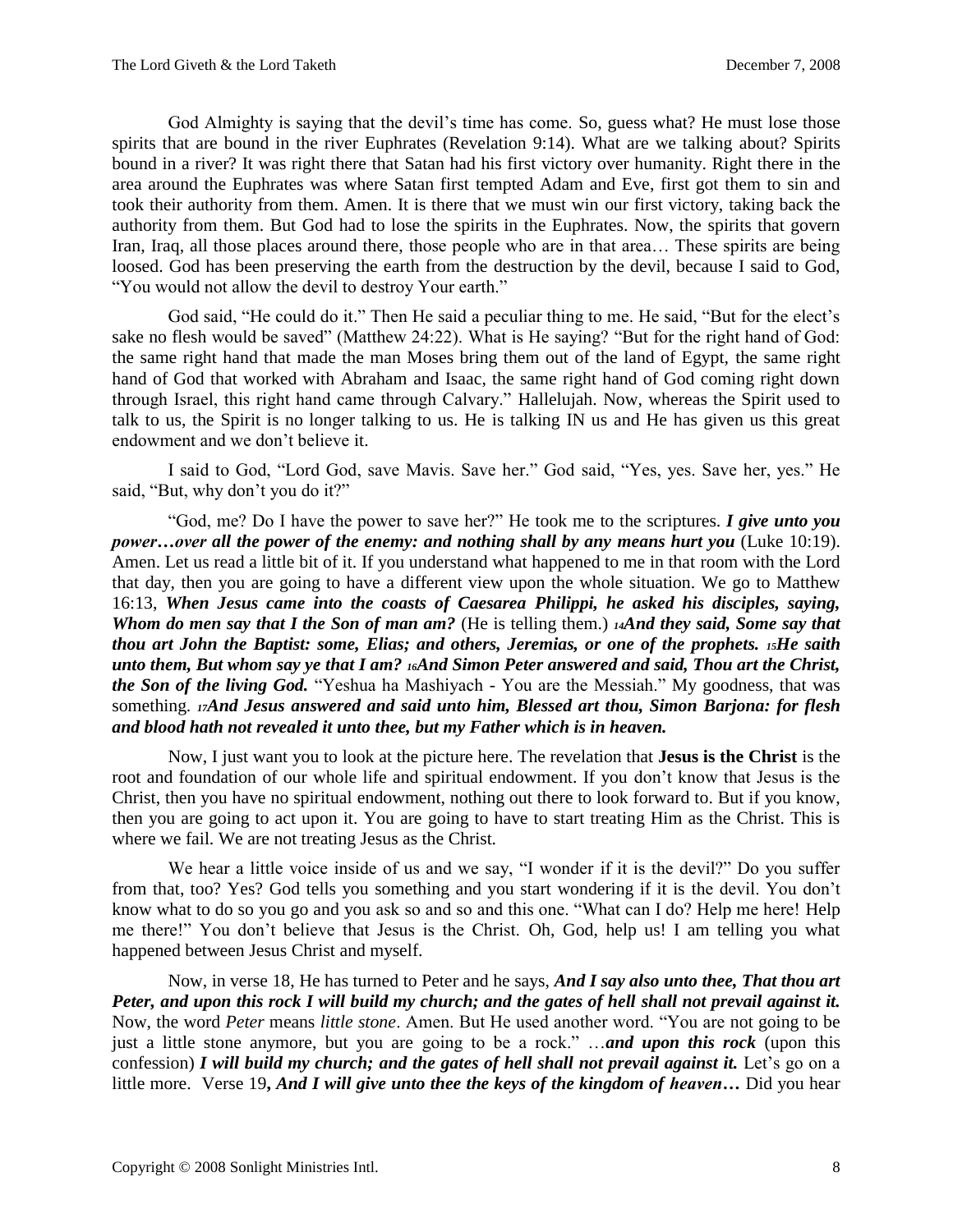God Almighty is saying that the devil's time has come. So, guess what? He must lose those spirits that are bound in the river Euphrates (Revelation 9:14). What are we talking about? Spirits bound in a river? It was right there that Satan had his first victory over humanity. Right there in the area around the Euphrates was where Satan first tempted Adam and Eve, first got them to sin and took their authority from them. Amen. It is there that we must win our first victory, taking back the authority from them. But God had to lose the spirits in the Euphrates. Now, the spirits that govern Iran, Iraq, all those places around there, those people who are in that area… These spirits are being loosed. God has been preserving the earth from the destruction by the devil, because I said to God, "You would not allow the devil to destroy Your earth."

God said, "He could do it." Then He said a peculiar thing to me. He said, "But for the elect's sake no flesh would be saved" (Matthew 24:22). What is He saying? "But for the right hand of God: the same right hand that made the man Moses bring them out of the land of Egypt, the same right hand of God that worked with Abraham and Isaac, the same right hand of God coming right down through Israel, this right hand came through Calvary." Hallelujah. Now, whereas the Spirit used to talk to us, the Spirit is no longer talking to us. He is talking IN us and He has given us this great endowment and we don't believe it.

I said to God, "Lord God, save Mavis. Save her." God said, "Yes, yes. Save her, yes." He said, "But, why don't you do it?"

"God, me? Do I have the power to save her?" He took me to the scriptures. ***I give unto you power…over all the power of the enemy: and nothing shall by any means hurt you*** (Luke 10:19). Amen. Let us read a little bit of it. If you understand what happened to me in that room with the Lord that day, then you are going to have a different view upon the whole situation. We go to Matthew 16:13, ***When Jesus came into the coasts of Caesarea Philippi, he asked his disciples, saying, Whom do men say that I the Son of man am?*** (He is telling them.) ***14And they said, Some say that thou art John the Baptist: some, Elias; and others, Jeremias, or one of the prophets. 15He saith unto them, But whom say ye that I am? 16And Simon Peter answered and said, Thou art the Christ, the Son of the living God.*** "Yeshua ha Mashiyach - You are the Messiah." My goodness, that was something. ***17And Jesus answered and said unto him, Blessed art thou, Simon Barjona: for flesh and blood hath not revealed it unto thee, but my Father which is in heaven.***

Now, I just want you to look at the picture here. The revelation that **Jesus is the Christ** is the root and foundation of our whole life and spiritual endowment. If you don't know that Jesus is the Christ, then you have no spiritual endowment, nothing out there to look forward to. But if you know, then you are going to act upon it. You are going to have to start treating Him as the Christ. This is where we fail. We are not treating Jesus as the Christ.

We hear a little voice inside of us and we say, "I wonder if it is the devil?" Do you suffer from that, too? Yes? God tells you something and you start wondering if it is the devil. You don't know what to do so you go and you ask so and so and this one. "What can I do? Help me here! Help me there!" You don't believe that Jesus is the Christ. Oh, God, help us! I am telling you what happened between Jesus Christ and myself.

Now, in verse 18, He has turned to Peter and he says, ***And I say also unto thee, That thou art Peter, and upon this rock I will build my church; and the gates of hell shall not prevail against it.*** Now, the word *Peter* means *little stone*. Amen. But He used another word. "You are not going to be just a little stone anymore, but you are going to be a rock." …***and upon this rock*** (upon this confession) ***I will build my church; and the gates of hell shall not prevail against it.*** Let's go on a little more. Verse 19, ***And I will give unto thee the keys of the kingdom of heaven…*** Did you hear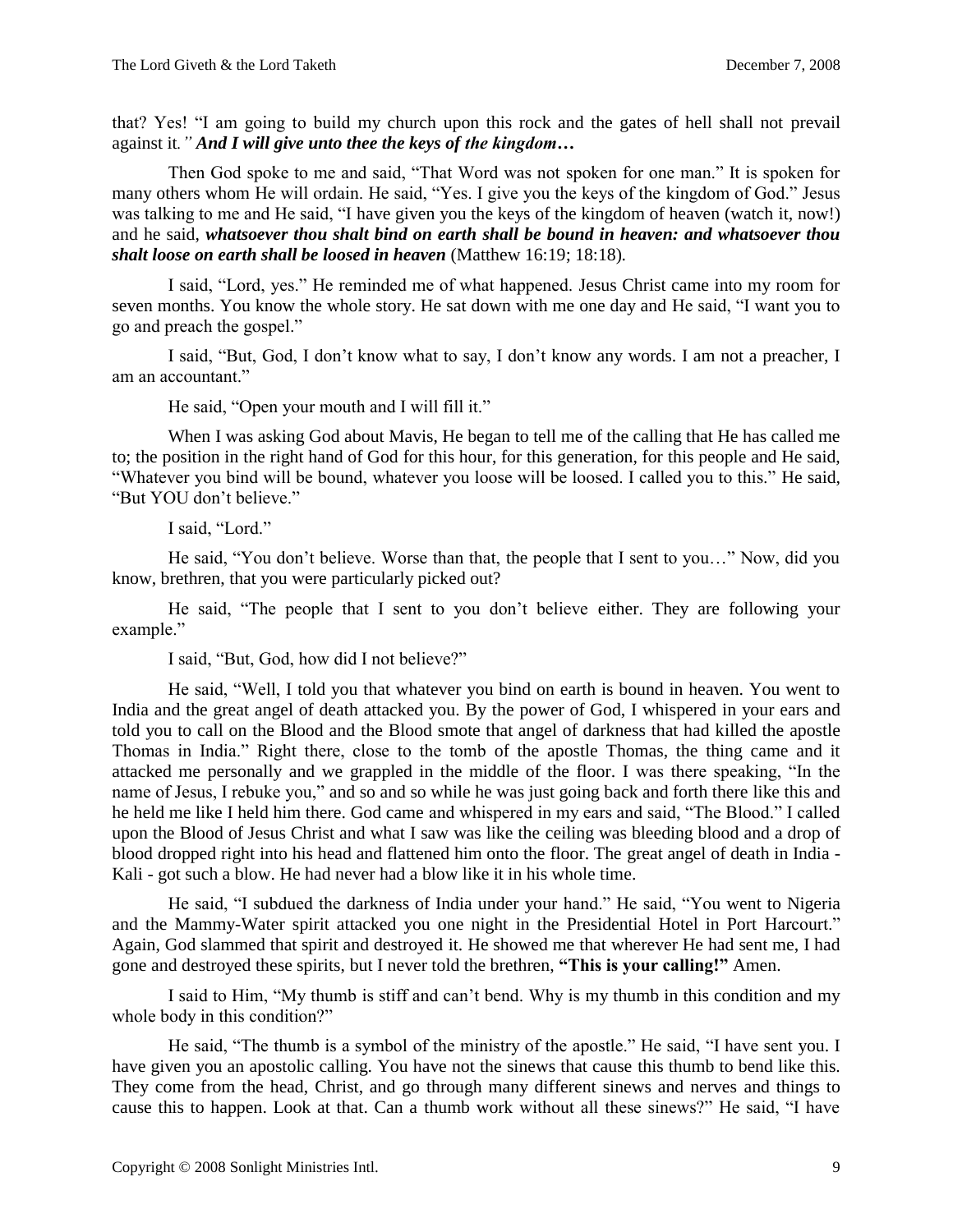that? Yes! "I am going to build my church upon this rock and the gates of hell shall not prevail against it*." **And I will give unto thee the keys of the kingdom…***

Then God spoke to me and said, "That Word was not spoken for one man." It is spoken for many others whom He will ordain. He said, "Yes. I give you the keys of the kingdom of God." Jesus was talking to me and He said, "I have given you the keys of the kingdom of heaven (watch it, now!) and he said, ***whatsoever thou shalt bind on earth shall be bound in heaven: and whatsoever thou shalt loose on earth shall be loosed in heaven*** (Matthew 16:19; 18:18).

I said, "Lord, yes." He reminded me of what happened. Jesus Christ came into my room for seven months. You know the whole story. He sat down with me one day and He said, "I want you to go and preach the gospel."

I said, "But, God, I don't know what to say, I don't know any words. I am not a preacher, I am an accountant."

He said, "Open your mouth and I will fill it."

When I was asking God about Mavis, He began to tell me of the calling that He has called me to; the position in the right hand of God for this hour, for this generation, for this people and He said, "Whatever you bind will be bound, whatever you loose will be loosed. I called you to this." He said, "But YOU don't believe."

I said, "Lord."

He said, "You don't believe. Worse than that, the people that I sent to you…" Now, did you know, brethren, that you were particularly picked out?

He said, "The people that I sent to you don't believe either. They are following your example."

I said, "But, God, how did I not believe?"

He said, "Well, I told you that whatever you bind on earth is bound in heaven. You went to India and the great angel of death attacked you. By the power of God, I whispered in your ears and told you to call on the Blood and the Blood smote that angel of darkness that had killed the apostle Thomas in India." Right there, close to the tomb of the apostle Thomas, the thing came and it attacked me personally and we grappled in the middle of the floor. I was there speaking, "In the name of Jesus, I rebuke you," and so and so while he was just going back and forth there like this and he held me like I held him there. God came and whispered in my ears and said, "The Blood." I called upon the Blood of Jesus Christ and what I saw was like the ceiling was bleeding blood and a drop of blood dropped right into his head and flattened him onto the floor. The great angel of death in India - Kali - got such a blow. He had never had a blow like it in his whole time.

He said, "I subdued the darkness of India under your hand." He said, "You went to Nigeria and the Mammy-Water spirit attacked you one night in the Presidential Hotel in Port Harcourt." Again, God slammed that spirit and destroyed it. He showed me that wherever He had sent me, I had gone and destroyed these spirits, but I never told the brethren, **"This is your calling!"** Amen.

I said to Him, "My thumb is stiff and can't bend. Why is my thumb in this condition and my whole body in this condition?"

He said, "The thumb is a symbol of the ministry of the apostle." He said, "I have sent you. I have given you an apostolic calling. You have not the sinews that cause this thumb to bend like this. They come from the head, Christ, and go through many different sinews and nerves and things to cause this to happen. Look at that. Can a thumb work without all these sinews?" He said, "I have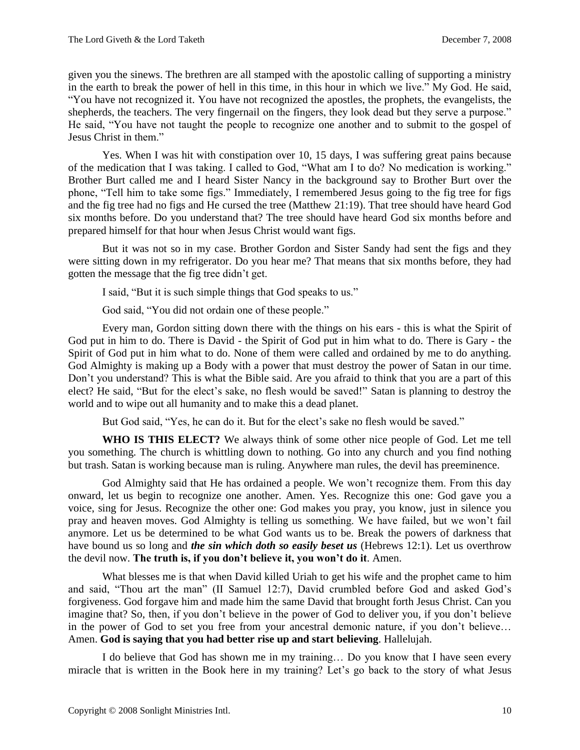given you the sinews. The brethren are all stamped with the apostolic calling of supporting a ministry in the earth to break the power of hell in this time, in this hour in which we live." My God. He said, "You have not recognized it. You have not recognized the apostles, the prophets, the evangelists, the shepherds, the teachers. The very fingernail on the fingers, they look dead but they serve a purpose." He said, "You have not taught the people to recognize one another and to submit to the gospel of Jesus Christ in them."

Yes. When I was hit with constipation over 10, 15 days, I was suffering great pains because of the medication that I was taking. I called to God, "What am I to do? No medication is working." Brother Burt called me and I heard Sister Nancy in the background say to Brother Burt over the phone, "Tell him to take some figs." Immediately, I remembered Jesus going to the fig tree for figs and the fig tree had no figs and He cursed the tree (Matthew 21:19). That tree should have heard God six months before. Do you understand that? The tree should have heard God six months before and prepared himself for that hour when Jesus Christ would want figs.

But it was not so in my case. Brother Gordon and Sister Sandy had sent the figs and they were sitting down in my refrigerator. Do you hear me? That means that six months before, they had gotten the message that the fig tree didn't get.

I said, "But it is such simple things that God speaks to us."

God said, "You did not ordain one of these people."

Every man, Gordon sitting down there with the things on his ears - this is what the Spirit of God put in him to do. There is David - the Spirit of God put in him what to do. There is Gary - the Spirit of God put in him what to do. None of them were called and ordained by me to do anything. God Almighty is making up a Body with a power that must destroy the power of Satan in our time. Don't you understand? This is what the Bible said. Are you afraid to think that you are a part of this elect? He said, "But for the elect's sake, no flesh would be saved!" Satan is planning to destroy the world and to wipe out all humanity and to make this a dead planet.

But God said, "Yes, he can do it. But for the elect's sake no flesh would be saved."

**WHO IS THIS ELECT?** We always think of some other nice people of God. Let me tell you something. The church is whittling down to nothing. Go into any church and you find nothing but trash. Satan is working because man is ruling. Anywhere man rules, the devil has preeminence.

God Almighty said that He has ordained a people. We won't recognize them. From this day onward, let us begin to recognize one another. Amen. Yes. Recognize this one: God gave you a voice, sing for Jesus. Recognize the other one: God makes you pray, you know, just in silence you pray and heaven moves. God Almighty is telling us something. We have failed, but we won't fail anymore. Let us be determined to be what God wants us to be. Break the powers of darkness that have bound us so long and ***the sin which doth so easily beset us*** (Hebrews 12:1). Let us overthrow the devil now. **The truth is, if you don't believe it, you won't do it**. Amen.

What blesses me is that when David killed Uriah to get his wife and the prophet came to him and said, "Thou art the man" (II Samuel 12:7), David crumbled before God and asked God's forgiveness. God forgave him and made him the same David that brought forth Jesus Christ. Can you imagine that? So, then, if you don't believe in the power of God to deliver you, if you don't believe in the power of God to set you free from your ancestral demonic nature, if you don't believe… Amen. **God is saying that you had better rise up and start believing**. Hallelujah.

I do believe that God has shown me in my training… Do you know that I have seen every miracle that is written in the Book here in my training? Let's go back to the story of what Jesus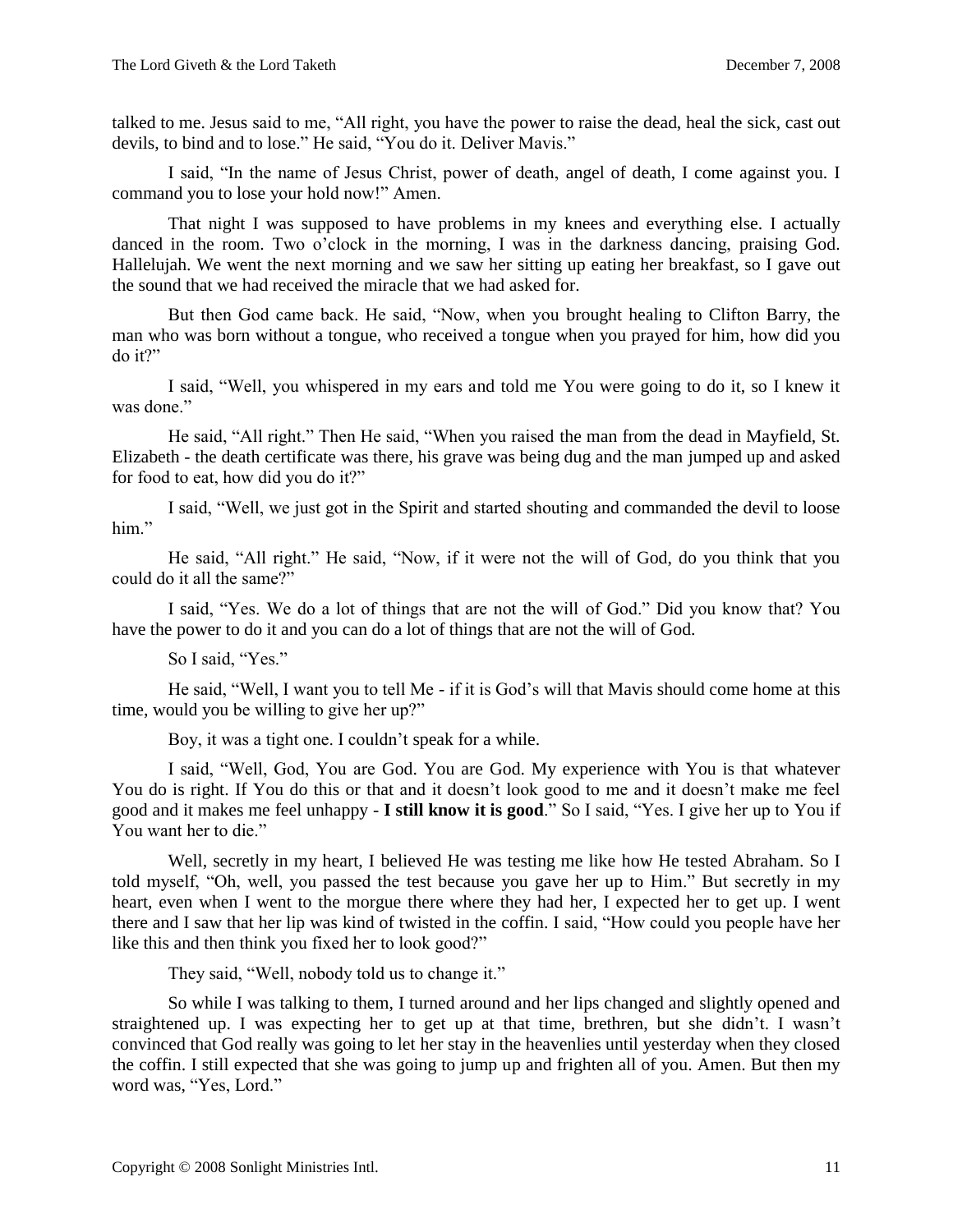talked to me. Jesus said to me, "All right, you have the power to raise the dead, heal the sick, cast out devils, to bind and to lose." He said, "You do it. Deliver Mavis."

I said, "In the name of Jesus Christ, power of death, angel of death, I come against you. I command you to lose your hold now!" Amen.

That night I was supposed to have problems in my knees and everything else. I actually danced in the room. Two o'clock in the morning, I was in the darkness dancing, praising God. Hallelujah. We went the next morning and we saw her sitting up eating her breakfast, so I gave out the sound that we had received the miracle that we had asked for.

But then God came back. He said, "Now, when you brought healing to Clifton Barry, the man who was born without a tongue, who received a tongue when you prayed for him, how did you do it?"

I said, "Well, you whispered in my ears and told me You were going to do it, so I knew it was done."

He said, "All right." Then He said, "When you raised the man from the dead in Mayfield, St. Elizabeth - the death certificate was there, his grave was being dug and the man jumped up and asked for food to eat, how did you do it?"

I said, "Well, we just got in the Spirit and started shouting and commanded the devil to loose him."

He said, "All right." He said, "Now, if it were not the will of God, do you think that you could do it all the same?"

I said, "Yes. We do a lot of things that are not the will of God." Did you know that? You have the power to do it and you can do a lot of things that are not the will of God.

So I said, "Yes."

He said, "Well, I want you to tell Me - if it is God's will that Mavis should come home at this time, would you be willing to give her up?"

Boy, it was a tight one. I couldn't speak for a while.

I said, "Well, God, You are God. You are God. My experience with You is that whatever You do is right. If You do this or that and it doesn't look good to me and it doesn't make me feel good and it makes me feel unhappy - **I still know it is good**." So I said, "Yes. I give her up to You if You want her to die."

Well, secretly in my heart, I believed He was testing me like how He tested Abraham. So I told myself, "Oh, well, you passed the test because you gave her up to Him." But secretly in my heart, even when I went to the morgue there where they had her, I expected her to get up. I went there and I saw that her lip was kind of twisted in the coffin. I said, "How could you people have her like this and then think you fixed her to look good?"

They said, "Well, nobody told us to change it."

So while I was talking to them, I turned around and her lips changed and slightly opened and straightened up. I was expecting her to get up at that time, brethren, but she didn't. I wasn't convinced that God really was going to let her stay in the heavenlies until yesterday when they closed the coffin. I still expected that she was going to jump up and frighten all of you. Amen. But then my word was, "Yes, Lord."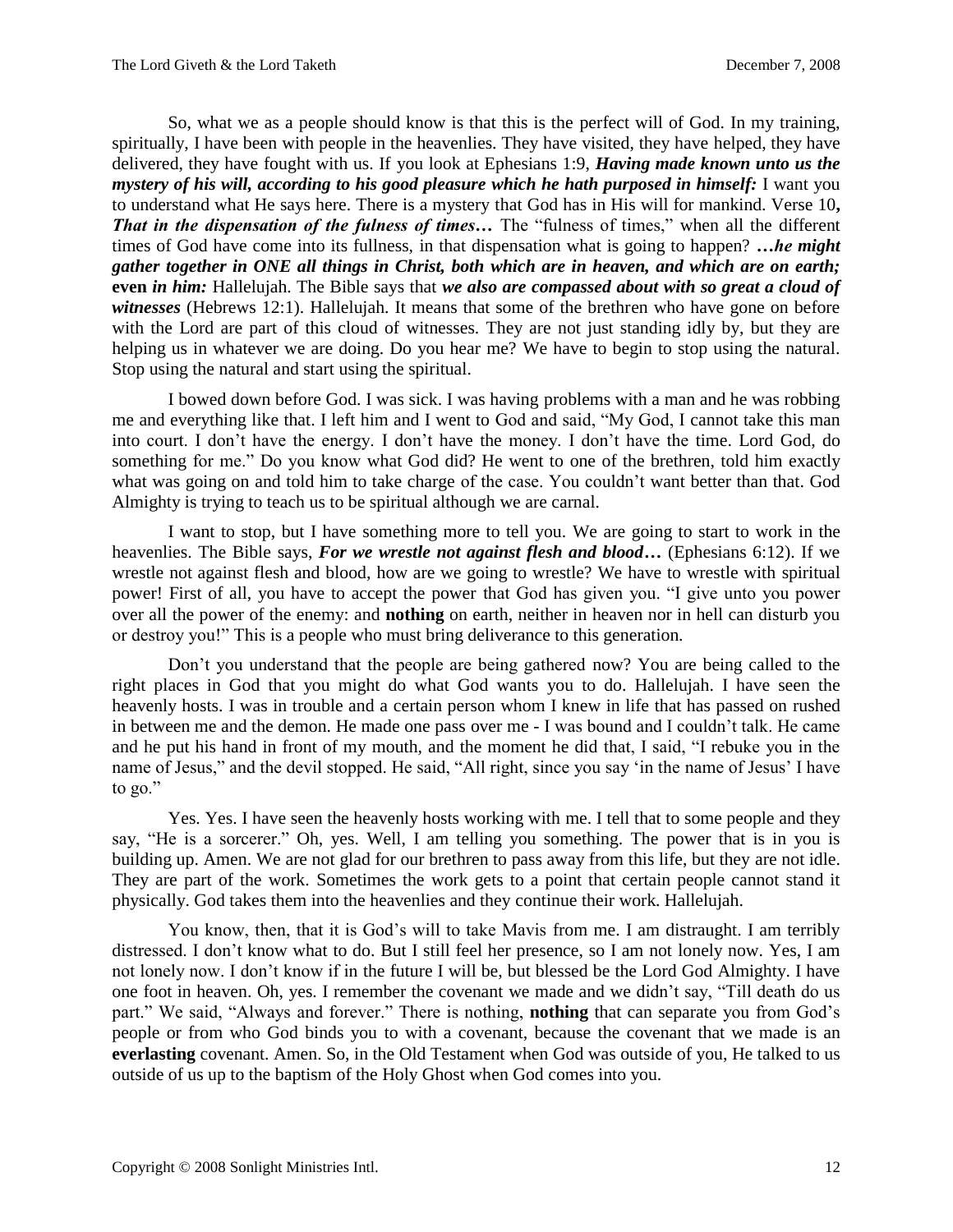So, what we as a people should know is that this is the perfect will of God. In my training, spiritually, I have been with people in the heavenlies. They have visited, they have helped, they have delivered, they have fought with us. If you look at Ephesians 1:9, ***Having made known unto us the mystery of his will, according to his good pleasure which he hath purposed in himself:*** I want you to understand what He says here. There is a mystery that God has in His will for mankind. Verse 10**,** ***That in the dispensation of the fulness of times…*** The "fulness of times," when all the different times of God have come into its fullness, in that dispensation what is going to happen? ***…he might gather together in ONE all things in Christ, both which are in heaven, and which are on earth;*** **even** ***in him:*** Hallelujah. The Bible says that ***we also are compassed about with so great a cloud of witnesses*** (Hebrews 12:1). Hallelujah. It means that some of the brethren who have gone on before with the Lord are part of this cloud of witnesses. They are not just standing idly by, but they are helping us in whatever we are doing. Do you hear me? We have to begin to stop using the natural. Stop using the natural and start using the spiritual.

I bowed down before God. I was sick. I was having problems with a man and he was robbing me and everything like that. I left him and I went to God and said, "My God, I cannot take this man into court. I don't have the energy. I don't have the money. I don't have the time. Lord God, do something for me." Do you know what God did? He went to one of the brethren, told him exactly what was going on and told him to take charge of the case. You couldn't want better than that. God Almighty is trying to teach us to be spiritual although we are carnal.

I want to stop, but I have something more to tell you. We are going to start to work in the heavenlies. The Bible says, ***For we wrestle not against flesh and blood…*** (Ephesians 6:12). If we wrestle not against flesh and blood, how are we going to wrestle? We have to wrestle with spiritual power! First of all, you have to accept the power that God has given you. "I give unto you power over all the power of the enemy: and **nothing** on earth, neither in heaven nor in hell can disturb you or destroy you!" This is a people who must bring deliverance to this generation.

Don't you understand that the people are being gathered now? You are being called to the right places in God that you might do what God wants you to do. Hallelujah. I have seen the heavenly hosts. I was in trouble and a certain person whom I knew in life that has passed on rushed in between me and the demon. He made one pass over me - I was bound and I couldn't talk. He came and he put his hand in front of my mouth, and the moment he did that, I said, "I rebuke you in the name of Jesus," and the devil stopped. He said, "All right, since you say 'in the name of Jesus' I have to go."

Yes. Yes. I have seen the heavenly hosts working with me. I tell that to some people and they say, "He is a sorcerer." Oh, yes. Well, I am telling you something. The power that is in you is building up. Amen. We are not glad for our brethren to pass away from this life, but they are not idle. They are part of the work. Sometimes the work gets to a point that certain people cannot stand it physically. God takes them into the heavenlies and they continue their work. Hallelujah.

You know, then, that it is God's will to take Mavis from me. I am distraught. I am terribly distressed. I don't know what to do. But I still feel her presence, so I am not lonely now. Yes, I am not lonely now. I don't know if in the future I will be, but blessed be the Lord God Almighty. I have one foot in heaven. Oh, yes. I remember the covenant we made and we didn't say, "Till death do us part." We said, "Always and forever." There is nothing, **nothing** that can separate you from God's people or from who God binds you to with a covenant, because the covenant that we made is an **everlasting** covenant. Amen. So, in the Old Testament when God was outside of you, He talked to us outside of us up to the baptism of the Holy Ghost when God comes into you.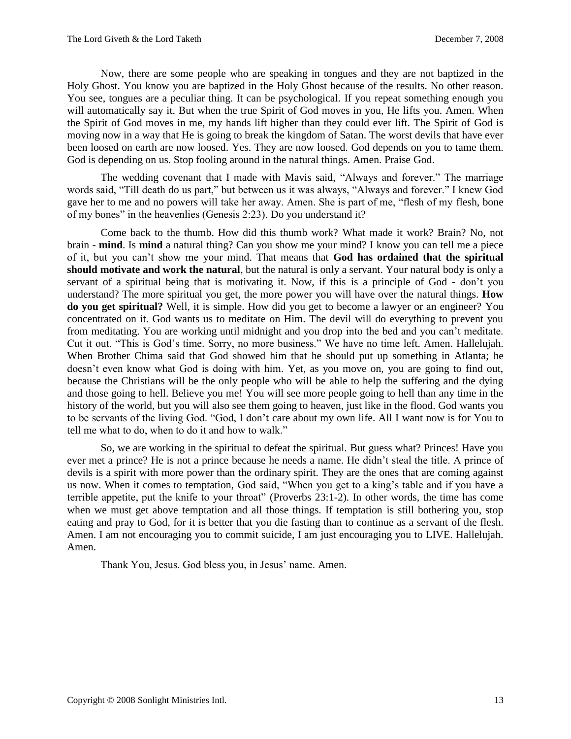Now, there are some people who are speaking in tongues and they are not baptized in the Holy Ghost. You know you are baptized in the Holy Ghost because of the results. No other reason. You see, tongues are a peculiar thing. It can be psychological. If you repeat something enough you will automatically say it. But when the true Spirit of God moves in you, He lifts you. Amen. When the Spirit of God moves in me, my hands lift higher than they could ever lift. The Spirit of God is moving now in a way that He is going to break the kingdom of Satan. The worst devils that have ever been loosed on earth are now loosed. Yes. They are now loosed. God depends on you to tame them. God is depending on us. Stop fooling around in the natural things. Amen. Praise God.

The wedding covenant that I made with Mavis said, "Always and forever." The marriage words said, "Till death do us part," but between us it was always, "Always and forever." I knew God gave her to me and no powers will take her away. Amen. She is part of me, "flesh of my flesh, bone of my bones" in the heavenlies (Genesis 2:23). Do you understand it?

Come back to the thumb. How did this thumb work? What made it work? Brain? No, not brain - **mind**. Is **mind** a natural thing? Can you show me your mind? I know you can tell me a piece of it, but you can't show me your mind. That means that **God has ordained that the spiritual should motivate and work the natural**, but the natural is only a servant. Your natural body is only a servant of a spiritual being that is motivating it. Now, if this is a principle of God - don't you understand? The more spiritual you get, the more power you will have over the natural things. **How do you get spiritual?** Well, it is simple. How did you get to become a lawyer or an engineer? You concentrated on it. God wants us to meditate on Him. The devil will do everything to prevent you from meditating. You are working until midnight and you drop into the bed and you can't meditate. Cut it out. "This is God's time. Sorry, no more business." We have no time left. Amen. Hallelujah. When Brother Chima said that God showed him that he should put up something in Atlanta; he doesn't even know what God is doing with him. Yet, as you move on, you are going to find out, because the Christians will be the only people who will be able to help the suffering and the dying and those going to hell. Believe you me! You will see more people going to hell than any time in the history of the world, but you will also see them going to heaven, just like in the flood. God wants you to be servants of the living God. "God, I don't care about my own life. All I want now is for You to tell me what to do, when to do it and how to walk."

So, we are working in the spiritual to defeat the spiritual. But guess what? Princes! Have you ever met a prince? He is not a prince because he needs a name. He didn't steal the title. A prince of devils is a spirit with more power than the ordinary spirit. They are the ones that are coming against us now. When it comes to temptation, God said, "When you get to a king's table and if you have a terrible appetite, put the knife to your throat" (Proverbs 23:1-2). In other words, the time has come when we must get above temptation and all those things. If temptation is still bothering you, stop eating and pray to God, for it is better that you die fasting than to continue as a servant of the flesh. Amen. I am not encouraging you to commit suicide, I am just encouraging you to LIVE. Hallelujah. Amen.

Thank You, Jesus. God bless you, in Jesus' name. Amen.